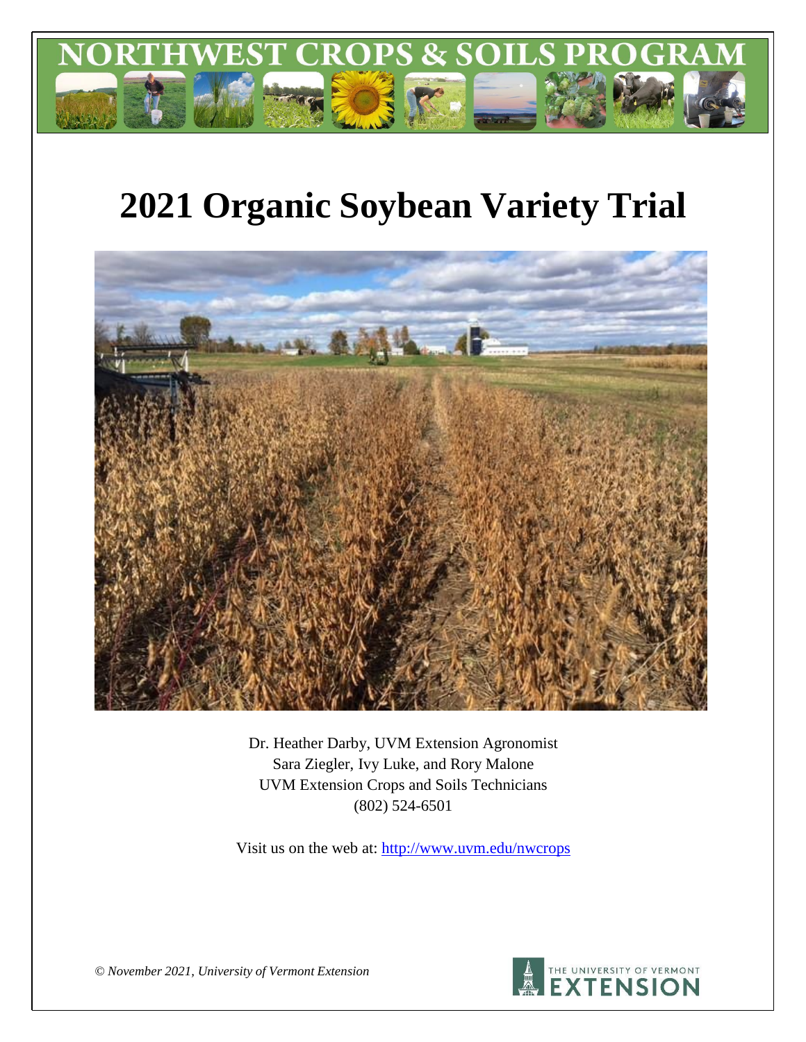NORTHWEST CROPS & SOILS PROGRAM

# 2021 Organic Soybean Variety Trial

Dr. Heather Darby, UVM Extension Agronomist
Sara Ziegler, Ivy Luke, and Rory Malone
UVM Extension Crops and Soils Technicians
(802) 524-6501

Visit us on the web at: http://www.uvm.edu/nwcrops

*© November 2021, University of Vermont Extension*

THE UNIVERSITY OF VERMONT EXTENSION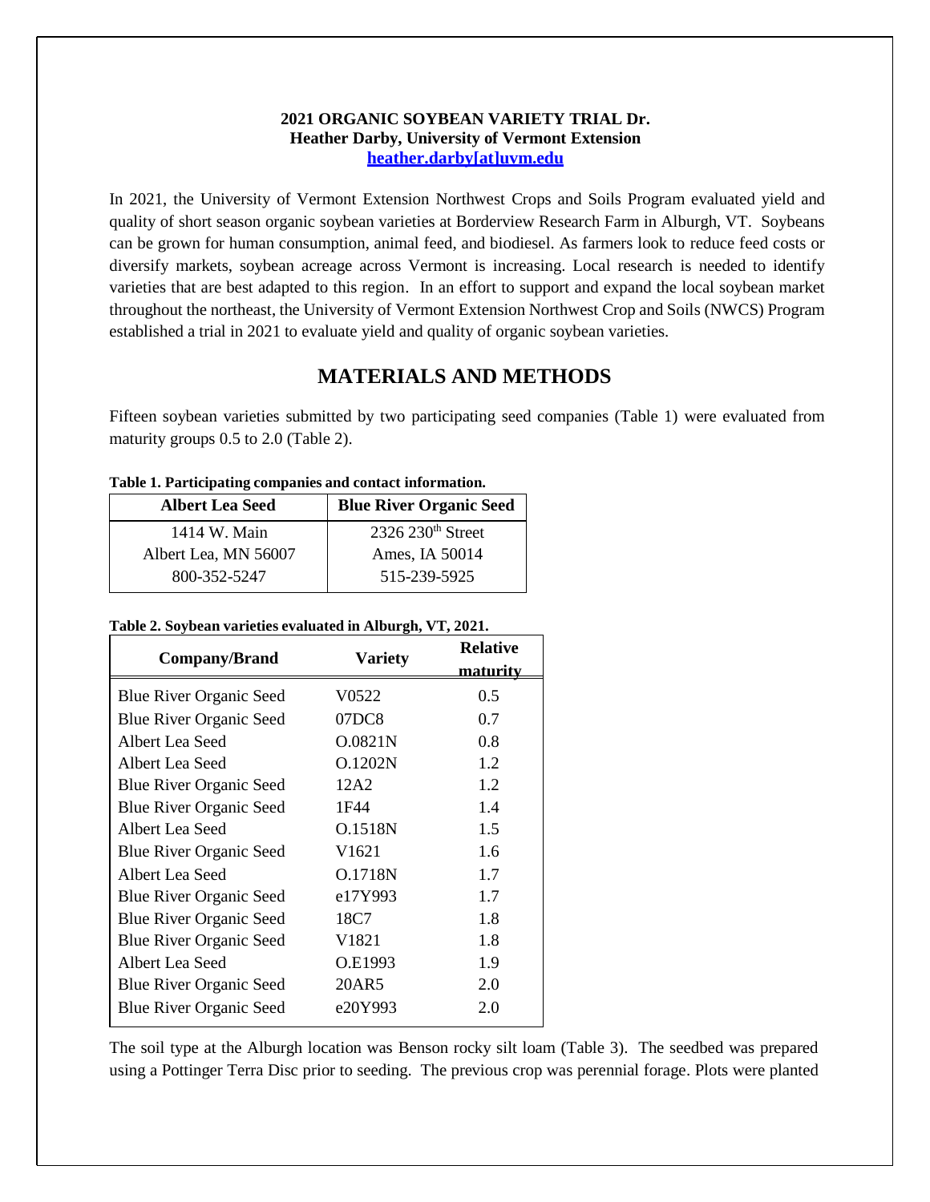**2021 ORGANIC SOYBEAN VARIETY TRIAL Dr. Heather Darby, University of Vermont Extension**
**heather.darby[at]uvm.edu**

In 2021, the University of Vermont Extension Northwest Crops and Soils Program evaluated yield and quality of short season organic soybean varieties at Borderview Research Farm in Alburgh, VT. Soybeans can be grown for human consumption, animal feed, and biodiesel. As farmers look to reduce feed costs or diversify markets, soybean acreage across Vermont is increasing. Local research is needed to identify varieties that are best adapted to this region. In an effort to support and expand the local soybean market throughout the northeast, the University of Vermont Extension Northwest Crop and Soils (NWCS) Program established a trial in 2021 to evaluate yield and quality of organic soybean varieties.

## MATERIALS AND METHODS

Fifteen soybean varieties submitted by two participating seed companies (Table 1) were evaluated from maturity groups 0.5 to 2.0 (Table 2).

**Table 1. Participating companies and contact information.**

| Albert Lea Seed | Blue River Organic Seed |
|---|---|
| 1414 W. Main | 2326 230th Street |
| Albert Lea, MN 56007 | Ames, IA 50014 |
| 800-352-5247 | 515-239-5925 |

**Table 2. Soybean varieties evaluated in Alburgh, VT, 2021.**

| Company/Brand | Variety | Relative maturity |
|---|---|---|
| Blue River Organic Seed | V0522 | 0.5 |
| Blue River Organic Seed | 07DC8 | 0.7 |
| Albert Lea Seed | O.0821N | 0.8 |
| Albert Lea Seed | O.1202N | 1.2 |
| Blue River Organic Seed | 12A2 | 1.2 |
| Blue River Organic Seed | 1F44 | 1.4 |
| Albert Lea Seed | O.1518N | 1.5 |
| Blue River Organic Seed | V1621 | 1.6 |
| Albert Lea Seed | O.1718N | 1.7 |
| Blue River Organic Seed | e17Y993 | 1.7 |
| Blue River Organic Seed | 18C7 | 1.8 |
| Blue River Organic Seed | V1821 | 1.8 |
| Albert Lea Seed | O.E1993 | 1.9 |
| Blue River Organic Seed | 20AR5 | 2.0 |
| Blue River Organic Seed | e20Y993 | 2.0 |

The soil type at the Alburgh location was Benson rocky silt loam (Table 3). The seedbed was prepared using a Pottinger Terra Disc prior to seeding. The previous crop was perennial forage. Plots were planted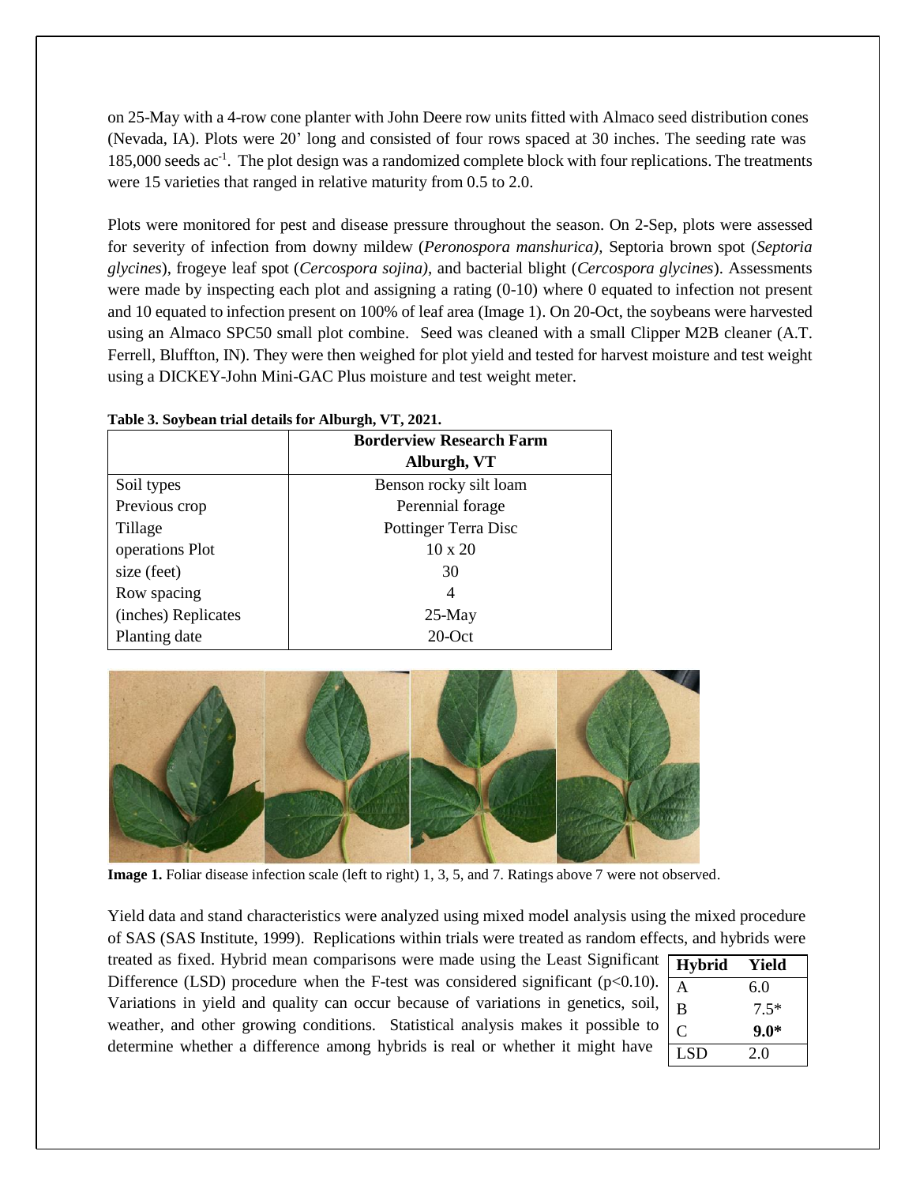on 25-May with a 4-row cone planter with John Deere row units fitted with Almaco seed distribution cones (Nevada, IA). Plots were 20' long and consisted of four rows spaced at 30 inches. The seeding rate was 185,000 seeds ac$^{-1}$. The plot design was a randomized complete block with four replications. The treatments were 15 varieties that ranged in relative maturity from 0.5 to 2.0.

Plots were monitored for pest and disease pressure throughout the season. On 2-Sep, plots were assessed for severity of infection from downy mildew (*Peronospora manshurica),* Septoria brown spot (*Septoria glycines*), frogeye leaf spot (*Cercospora sojina)*, and bacterial blight (*Cercospora glycines*). Assessments were made by inspecting each plot and assigning a rating (0-10) where 0 equated to infection not present and 10 equated to infection present on 100% of leaf area (Image 1). On 20-Oct, the soybeans were harvested using an Almaco SPC50 small plot combine. Seed was cleaned with a small Clipper M2B cleaner (A.T. Ferrell, Bluffton, IN). They were then weighed for plot yield and tested for harvest moisture and test weight using a DICKEY-John Mini-GAC Plus moisture and test weight meter.

**Table 3. Soybean trial details for Alburgh, VT, 2021.**

| | Borderview Research Farm Alburgh, VT |
|---|---|
| Soil types | Benson rocky silt loam |
| Previous crop | Perennial forage |
| Tillage | Pottinger Terra Disc |
| operations Plot | 10 x 20 |
| size (feet) | 30 |
| Row spacing | 4 |
| (inches) Replicates | 25-May |
| Planting date | 20-Oct |

**Image 1.** Foliar disease infection scale (left to right) 1, 3, 5, and 7. Ratings above 7 were not observed.

Yield data and stand characteristics were analyzed using mixed model analysis using the mixed procedure of SAS (SAS Institute, 1999). Replications within trials were treated as random effects, and hybrids were treated as fixed. Hybrid mean comparisons were made using the Least Significant Difference (LSD) procedure when the F-test was considered significant ($p<0.10$). Variations in yield and quality can occur because of variations in genetics, soil, weather, and other growing conditions. Statistical analysis makes it possible to determine whether a difference among hybrids is real or whether it might have

| Hybrid | Yield |
|---|---|
| A | 6.0 |
| B | 7.5* |
| C | **9.0*** |
| LSD | 2.0 |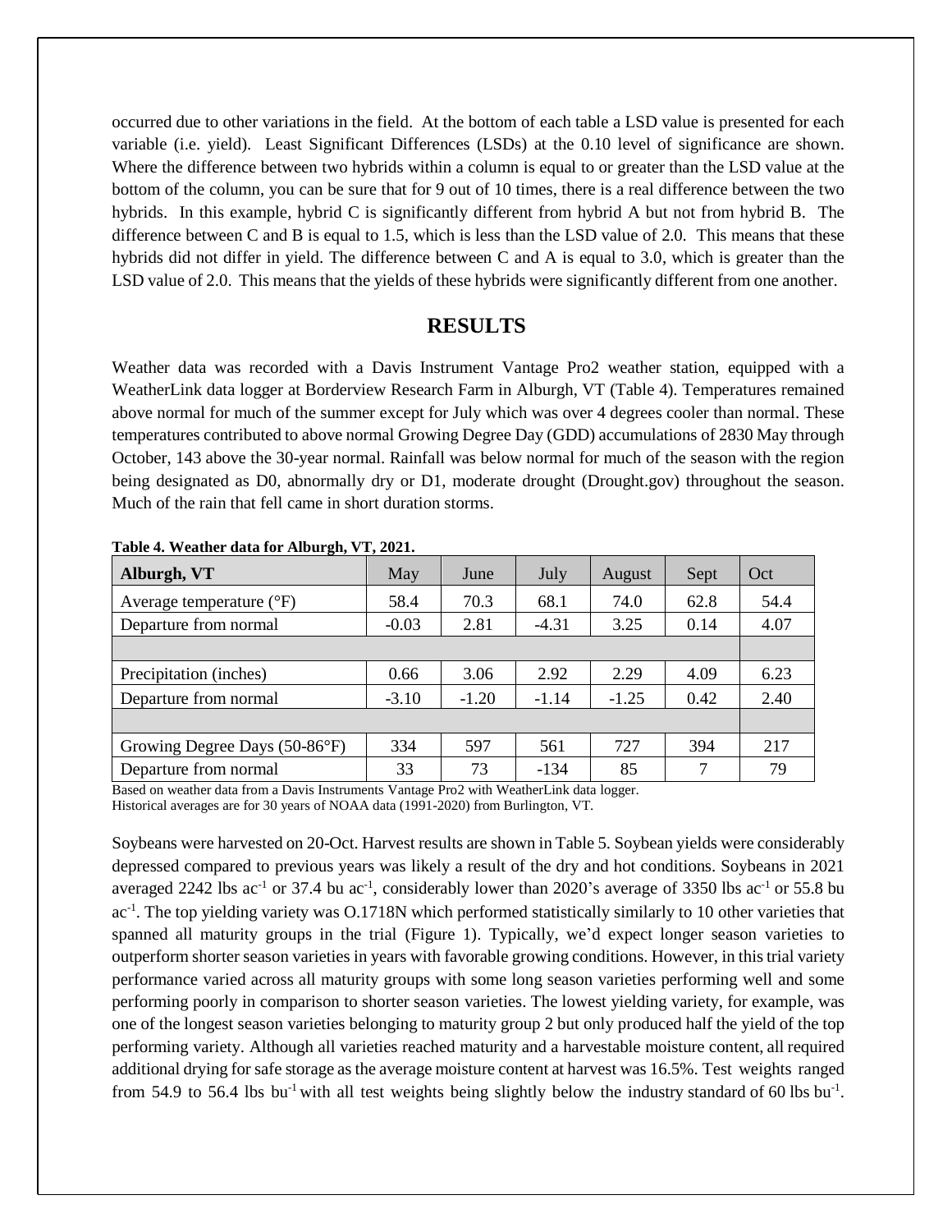occurred due to other variations in the field. At the bottom of each table a LSD value is presented for each variable (i.e. yield). Least Significant Differences (LSDs) at the 0.10 level of significance are shown. Where the difference between two hybrids within a column is equal to or greater than the LSD value at the bottom of the column, you can be sure that for 9 out of 10 times, there is a real difference between the two hybrids. In this example, hybrid C is significantly different from hybrid A but not from hybrid B. The difference between C and B is equal to 1.5, which is less than the LSD value of 2.0. This means that these hybrids did not differ in yield. The difference between C and A is equal to 3.0, which is greater than the LSD value of 2.0. This means that the yields of these hybrids were significantly different from one another.

## RESULTS

Weather data was recorded with a Davis Instrument Vantage Pro2 weather station, equipped with a WeatherLink data logger at Borderview Research Farm in Alburgh, VT (Table 4). Temperatures remained above normal for much of the summer except for July which was over 4 degrees cooler than normal. These temperatures contributed to above normal Growing Degree Day (GDD) accumulations of 2830 May through October, 143 above the 30-year normal. Rainfall was below normal for much of the season with the region being designated as D0, abnormally dry or D1, moderate drought (Drought.gov) throughout the season. Much of the rain that fell came in short duration storms.

**Table 4. Weather data for Alburgh, VT, 2021.**

| Alburgh, VT | May | June | July | August | Sept | Oct |
|---|---|---|---|---|---|---|
| Average temperature (°F) | 58.4 | 70.3 | 68.1 | 74.0 | 62.8 | 54.4 |
| Departure from normal | -0.03 | 2.81 | -4.31 | 3.25 | 0.14 | 4.07 |
| | | | | | | |
| Precipitation (inches) | 0.66 | 3.06 | 2.92 | 2.29 | 4.09 | 6.23 |
| Departure from normal | -3.10 | -1.20 | -1.14 | -1.25 | 0.42 | 2.40 |
| | | | | | | |
| Growing Degree Days (50-86°F) | 334 | 597 | 561 | 727 | 394 | 217 |
| Departure from normal | 33 | 73 | -134 | 85 | 7 | 79 |

Based on weather data from a Davis Instruments Vantage Pro2 with WeatherLink data logger.
Historical averages are for 30 years of NOAA data (1991-2020) from Burlington, VT.

Soybeans were harvested on 20-Oct. Harvest results are shown in Table 5. Soybean yields were considerably depressed compared to previous years was likely a result of the dry and hot conditions. Soybeans in 2021 averaged 2242 lbs $ac^{-1}$ or 37.4 bu $ac^{-1}$, considerably lower than 2020's average of 3350 lbs $ac^{-1}$ or 55.8 bu $ac^{-1}$. The top yielding variety was O.1718N which performed statistically similarly to 10 other varieties that spanned all maturity groups in the trial (Figure 1). Typically, we'd expect longer season varieties to outperform shorter season varieties in years with favorable growing conditions. However, in this trial variety performance varied across all maturity groups with some long season varieties performing well and some performing poorly in comparison to shorter season varieties. The lowest yielding variety, for example, was one of the longest season varieties belonging to maturity group 2 but only produced half the yield of the top performing variety. Although all varieties reached maturity and a harvestable moisture content, all required additional drying for safe storage as the average moisture content at harvest was 16.5%. Test weights ranged from 54.9 to 56.4 lbs $bu^{-1}$ with all test weights being slightly below the industry standard of 60 lbs $bu^{-1}$.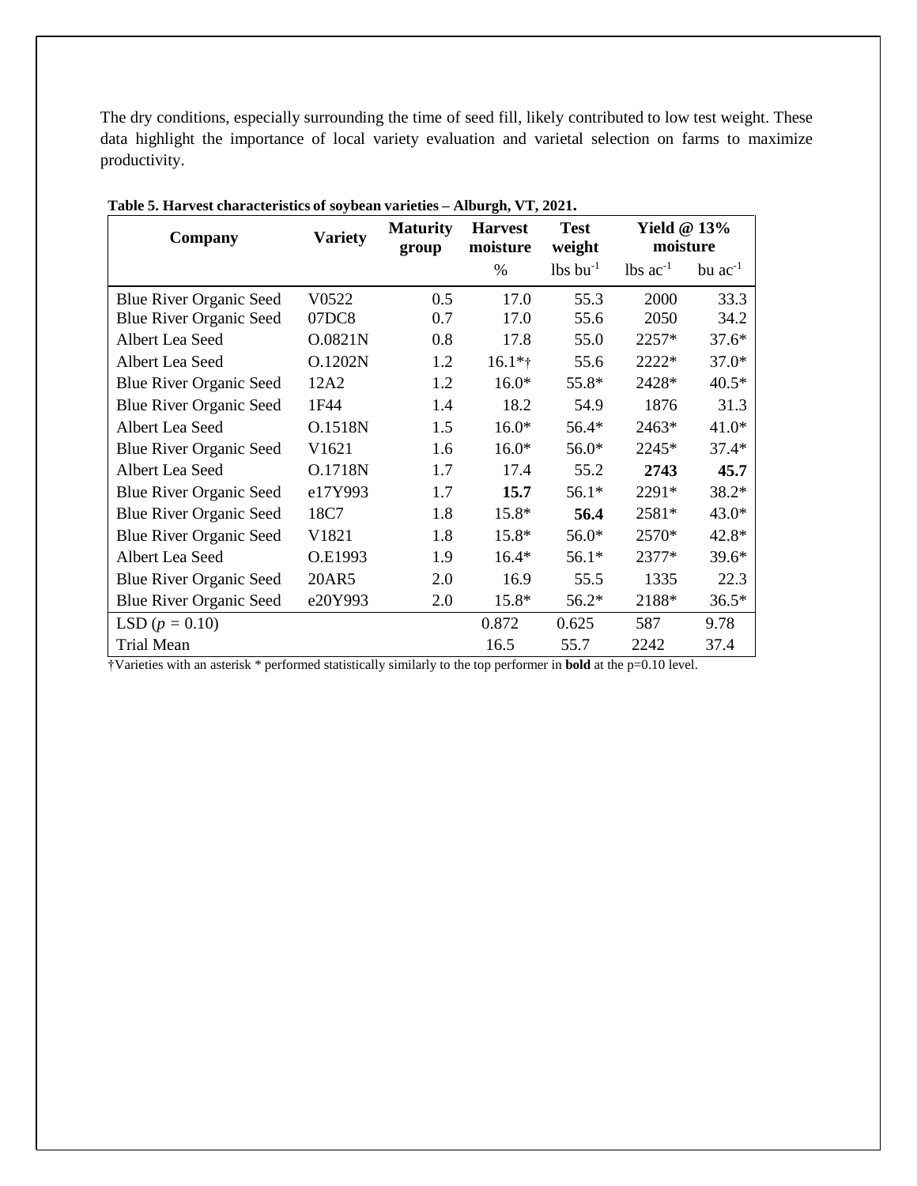The dry conditions, especially surrounding the time of seed fill, likely contributed to low test weight. These data highlight the importance of local variety evaluation and varietal selection on farms to maximize productivity.

**Table 5. Harvest characteristics of soybean varieties – Alburgh, VT, 2021.**

| Company | Variety | Maturity group | Harvest moisture | Test weight | Yield @ 13% moisture | |
|---|---|---|---|---|---|---|
| | | | % | lbs $bu^{-1}$ | lbs $ac^{-1}$ | bu $ac^{-1}$ |
| Blue River Organic Seed | V0522 | 0.5 | 17.0 | 55.3 | 2000 | 33.3 |
| Blue River Organic Seed | 07DC8 | 0.7 | 17.0 | 55.6 | 2050 | 34.2 |
| Albert Lea Seed | O.0821N | 0.8 | 17.8 | 55.0 | 2257* | 37.6* |
| Albert Lea Seed | O.1202N | 1.2 | 16.1*† | 55.6 | 2222* | 37.0* |
| Blue River Organic Seed | 12A2 | 1.2 | 16.0* | 55.8* | 2428* | 40.5* |
| Blue River Organic Seed | 1F44 | 1.4 | 18.2 | 54.9 | 1876 | 31.3 |
| Albert Lea Seed | O.1518N | 1.5 | 16.0* | 56.4* | 2463* | 41.0* |
| Blue River Organic Seed | V1621 | 1.6 | 16.0* | 56.0* | 2245* | 37.4* |
| Albert Lea Seed | O.1718N | 1.7 | 17.4 | 55.2 | **2743** | **45.7** |
| Blue River Organic Seed | e17Y993 | 1.7 | **15.7** | 56.1* | 2291* | 38.2* |
| Blue River Organic Seed | 18C7 | 1.8 | 15.8* | **56.4** | 2581* | 43.0* |
| Blue River Organic Seed | V1821 | 1.8 | 15.8* | 56.0* | 2570* | 42.8* |
| Albert Lea Seed | O.E1993 | 1.9 | 16.4* | 56.1* | 2377* | 39.6* |
| Blue River Organic Seed | 20AR5 | 2.0 | 16.9 | 55.5 | 1335 | 22.3 |
| Blue River Organic Seed | e20Y993 | 2.0 | 15.8* | 56.2* | 2188* | 36.5* |
| LSD ($p$ = 0.10) | | | 0.872 | 0.625 | 587 | 9.78 |
| Trial Mean | | | 16.5 | 55.7 | 2242 | 37.4 |

†Varieties with an asterisk * performed statistically similarly to the top performer in **bold** at the p=0.10 level.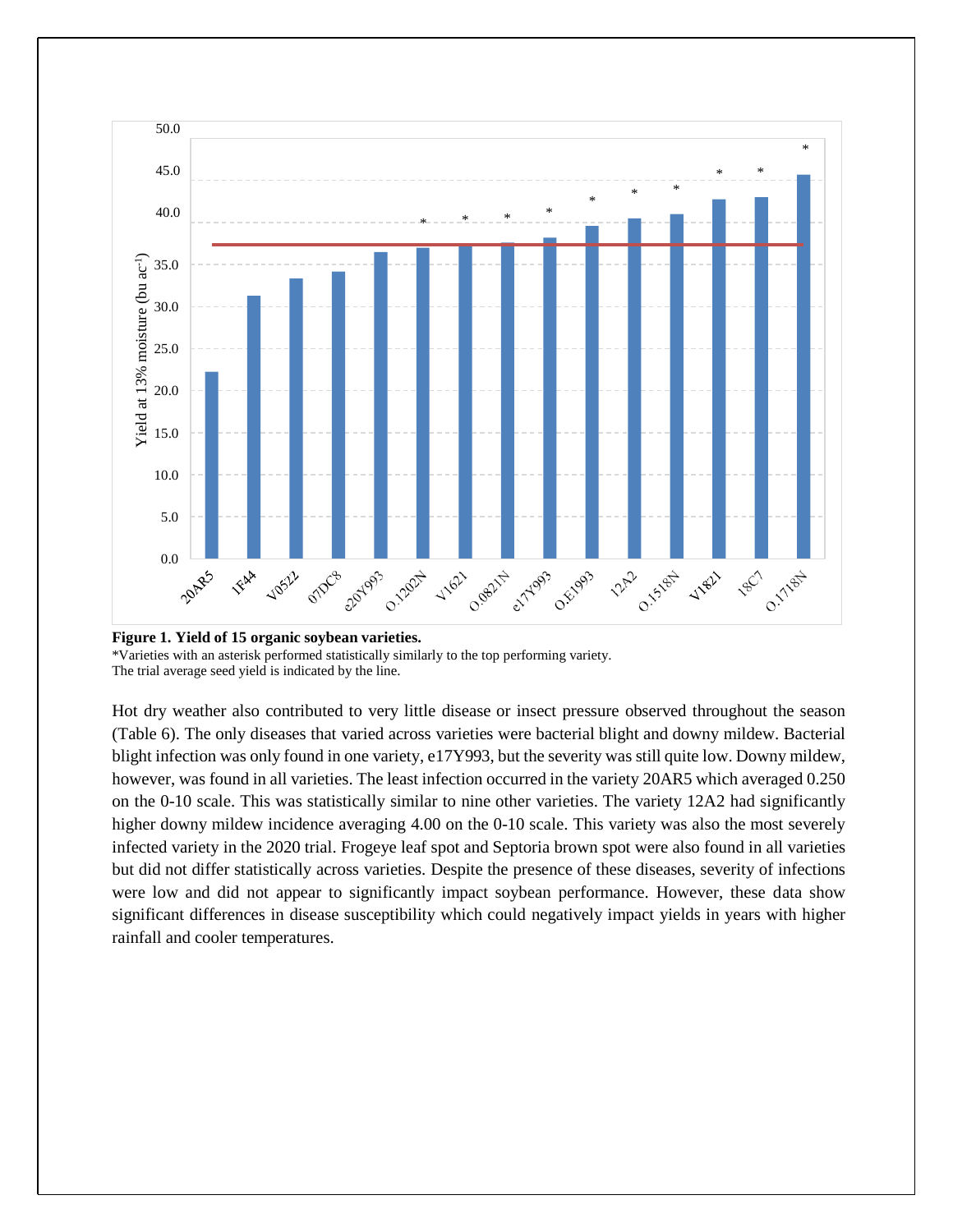**Figure 1. Yield of 15 organic soybean varieties.**
*Varieties with an asterisk performed statistically similarly to the top performing variety.
The trial average seed yield is indicated by the line.

Hot dry weather also contributed to very little disease or insect pressure observed throughout the season (Table 6). The only diseases that varied across varieties were bacterial blight and downy mildew. Bacterial blight infection was only found in one variety, e17Y993, but the severity was still quite low. Downy mildew, however, was found in all varieties. The least infection occurred in the variety 20AR5 which averaged 0.250 on the 0-10 scale. This was statistically similar to nine other varieties. The variety 12A2 had significantly higher downy mildew incidence averaging 4.00 on the 0-10 scale. This variety was also the most severely infected variety in the 2020 trial. Frogeye leaf spot and Septoria brown spot were also found in all varieties but did not differ statistically across varieties. Despite the presence of these diseases, severity of infections were low and did not appear to significantly impact soybean performance. However, these data show significant differences in disease susceptibility which could negatively impact yields in years with higher rainfall and cooler temperatures.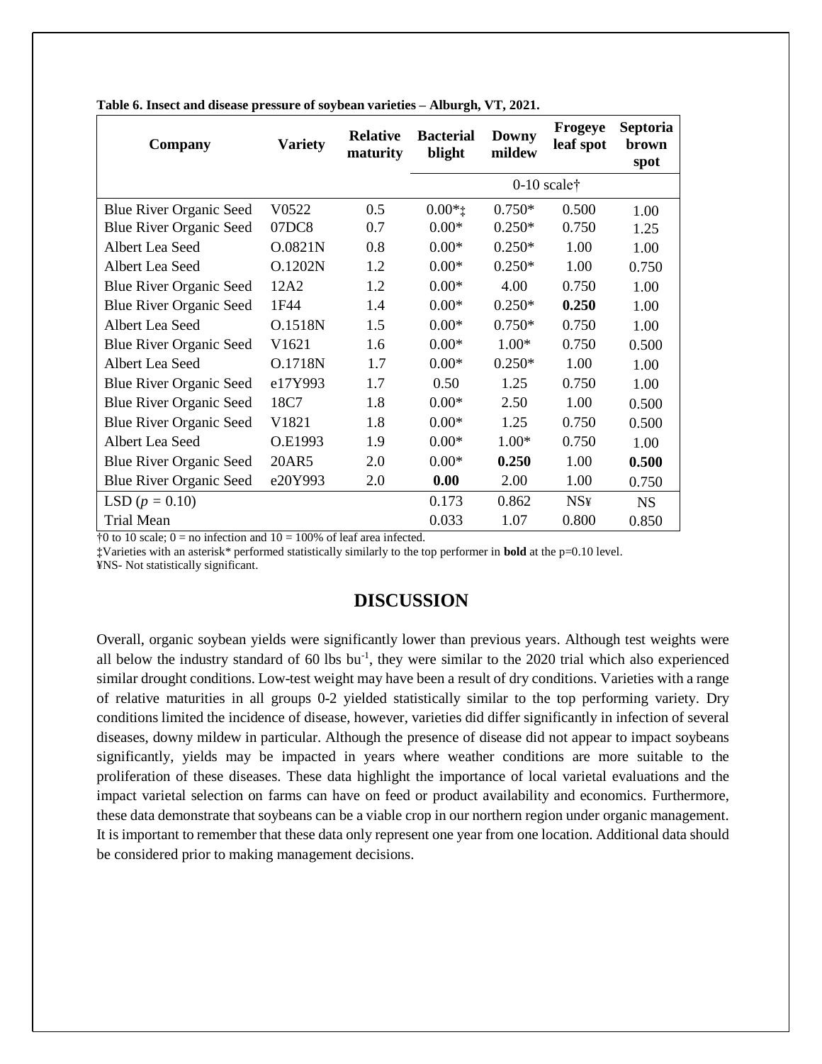**Table 6. Insect and disease pressure of soybean varieties – Alburgh, VT, 2021.**

| Company | Variety | Relative maturity | Bacterial blight | Downy mildew | Frogeye leaf spot | Septoria brown spot |
|---|---|---|---|---|---|---|
| | | | 0-10 scale† | | | |
| Blue River Organic Seed | V0522 | 0.5 | 0.00*‡ | 0.750* | 0.500 | 1.00 |
| Blue River Organic Seed | 07DC8 | 0.7 | 0.00* | 0.250* | 0.750 | 1.25 |
| Albert Lea Seed | O.0821N | 0.8 | 0.00* | 0.250* | 1.00 | 1.00 |
| Albert Lea Seed | O.1202N | 1.2 | 0.00* | 0.250* | 1.00 | 0.750 |
| Blue River Organic Seed | 12A2 | 1.2 | 0.00* | 4.00 | 0.750 | 1.00 |
| Blue River Organic Seed | 1F44 | 1.4 | 0.00* | 0.250* | **0.250** | 1.00 |
| Albert Lea Seed | O.1518N | 1.5 | 0.00* | 0.750* | 0.750 | 1.00 |
| Blue River Organic Seed | V1621 | 1.6 | 0.00* | 1.00* | 0.750 | 0.500 |
| Albert Lea Seed | O.1718N | 1.7 | 0.00* | 0.250* | 1.00 | 1.00 |
| Blue River Organic Seed | e17Y993 | 1.7 | 0.50 | 1.25 | 0.750 | 1.00 |
| Blue River Organic Seed | 18C7 | 1.8 | 0.00* | 2.50 | 1.00 | 0.500 |
| Blue River Organic Seed | V1821 | 1.8 | 0.00* | 1.25 | 0.750 | 0.500 |
| Albert Lea Seed | O.E1993 | 1.9 | 0.00* | 1.00* | 0.750 | 1.00 |
| Blue River Organic Seed | 20AR5 | 2.0 | 0.00* | **0.250** | 1.00 | **0.500** |
| Blue River Organic Seed | e20Y993 | 2.0 | **0.00** | 2.00 | 1.00 | 0.750 |
| LSD ($p$ = 0.10) | | | 0.173 | 0.862 | NS¥ | NS |
| Trial Mean | | | 0.033 | 1.07 | 0.800 | 0.850 |

†0 to 10 scale; 0 = no infection and 10 = 100% of leaf area infected.
‡Varieties with an asterisk* performed statistically similarly to the top performer in **bold** at the p=0.10 level.
¥NS- Not statistically significant.

## DISCUSSION

Overall, organic soybean yields were significantly lower than previous years. Although test weights were all below the industry standard of 60 lbs bu$^{-1}$, they were similar to the 2020 trial which also experienced similar drought conditions. Low-test weight may have been a result of dry conditions. Varieties with a range of relative maturities in all groups 0-2 yielded statistically similar to the top performing variety. Dry conditions limited the incidence of disease, however, varieties did differ significantly in infection of several diseases, downy mildew in particular. Although the presence of disease did not appear to impact soybeans significantly, yields may be impacted in years where weather conditions are more suitable to the proliferation of these diseases. These data highlight the importance of local varietal evaluations and the impact varietal selection on farms can have on feed or product availability and economics. Furthermore, these data demonstrate that soybeans can be a viable crop in our northern region under organic management. It is important to remember that these data only represent one year from one location. Additional data should be considered prior to making management decisions.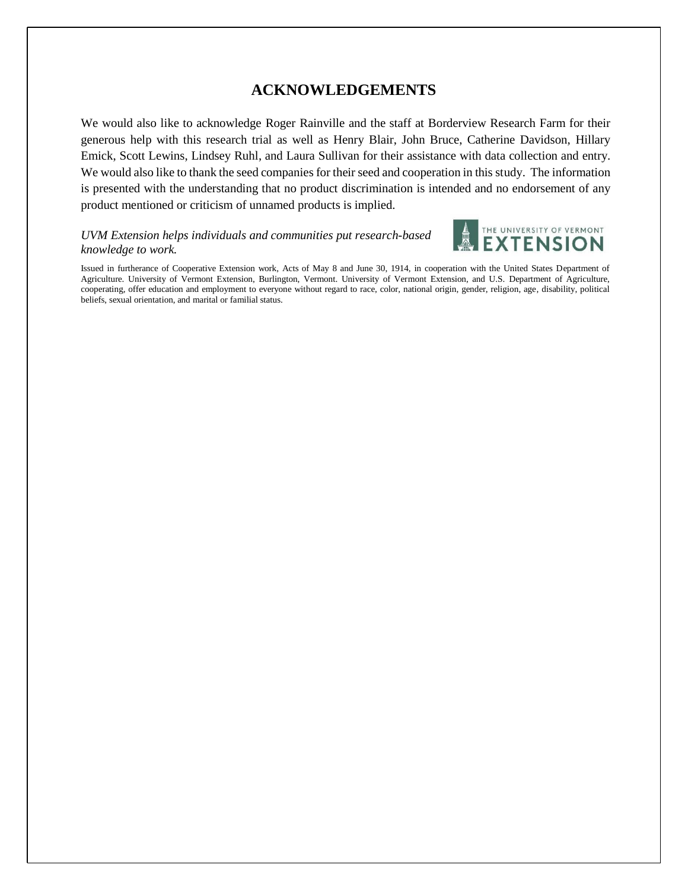## ACKNOWLEDGEMENTS

We would also like to acknowledge Roger Rainville and the staff at Borderview Research Farm for their generous help with this research trial as well as Henry Blair, John Bruce, Catherine Davidson, Hillary Emick, Scott Lewins, Lindsey Ruhl, and Laura Sullivan for their assistance with data collection and entry. We would also like to thank the seed companies for their seed and cooperation in this study. The information is presented with the understanding that no product discrimination is intended and no endorsement of any product mentioned or criticism of unnamed products is implied.

*UVM Extension helps individuals and communities put research-based knowledge to work.*

THE UNIVERSITY OF VERMONT EXTENSION

Issued in furtherance of Cooperative Extension work, Acts of May 8 and June 30, 1914, in cooperation with the United States Department of Agriculture. University of Vermont Extension, Burlington, Vermont. University of Vermont Extension, and U.S. Department of Agriculture, cooperating, offer education and employment to everyone without regard to race, color, national origin, gender, religion, age, disability, political beliefs, sexual orientation, and marital or familial status.